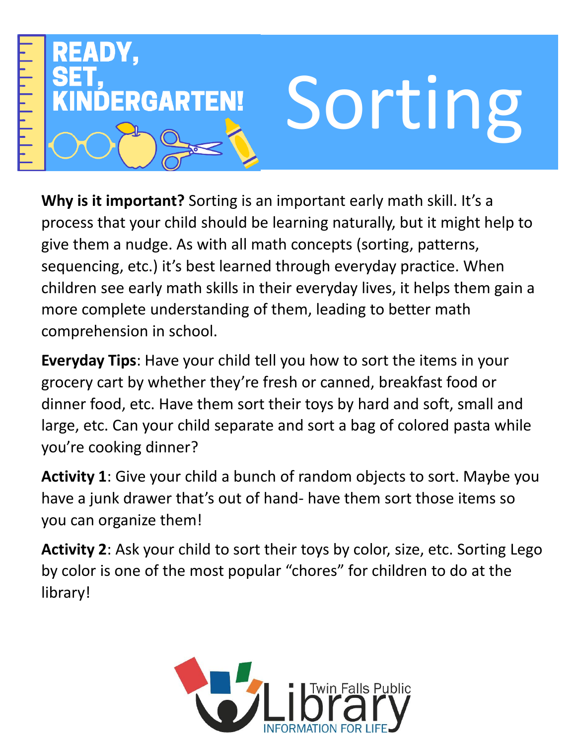READY, SET, KINDERGARTEN!

# Sorting

**Why is it important?** Sorting is an important early math skill. It's a process that your child should be learning naturally, but it might help to give them a nudge. As with all math concepts (sorting, patterns, sequencing, etc.) it's best learned through everyday practice. When children see early math skills in their everyday lives, it helps them gain a more complete understanding of them, leading to better math comprehension in school.

**Everyday Tips**: Have your child tell you how to sort the items in your grocery cart by whether they're fresh or canned, breakfast food or dinner food, etc. Have them sort their toys by hard and soft, small and large, etc. Can your child separate and sort a bag of colored pasta while you're cooking dinner?

**Activity 1**: Give your child a bunch of random objects to sort. Maybe you have a junk drawer that's out of hand- have them sort those items so you can organize them!

**Activity 2**: Ask your child to sort their toys by color, size, etc. Sorting Lego by color is one of the most popular "chores" for children to do at the library!

Twin Falls Public Library
INFORMATION FOR LIFE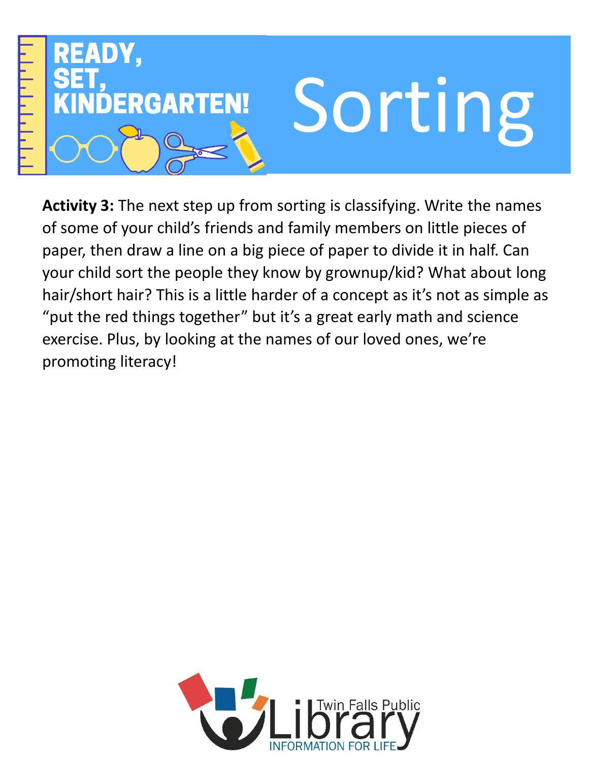# READY, SET, KINDERGARTEN! Sorting

**Activity 3:** The next step up from sorting is classifying. Write the names of some of your child's friends and family members on little pieces of paper, then draw a line on a big piece of paper to divide it in half. Can your child sort the people they know by grownup/kid? What about long hair/short hair? This is a little harder of a concept as it's not as simple as "put the red things together" but it's a great early math and science exercise. Plus, by looking at the names of our loved ones, we're promoting literacy!

Twin Falls Public Library
INFORMATION FOR LIFE